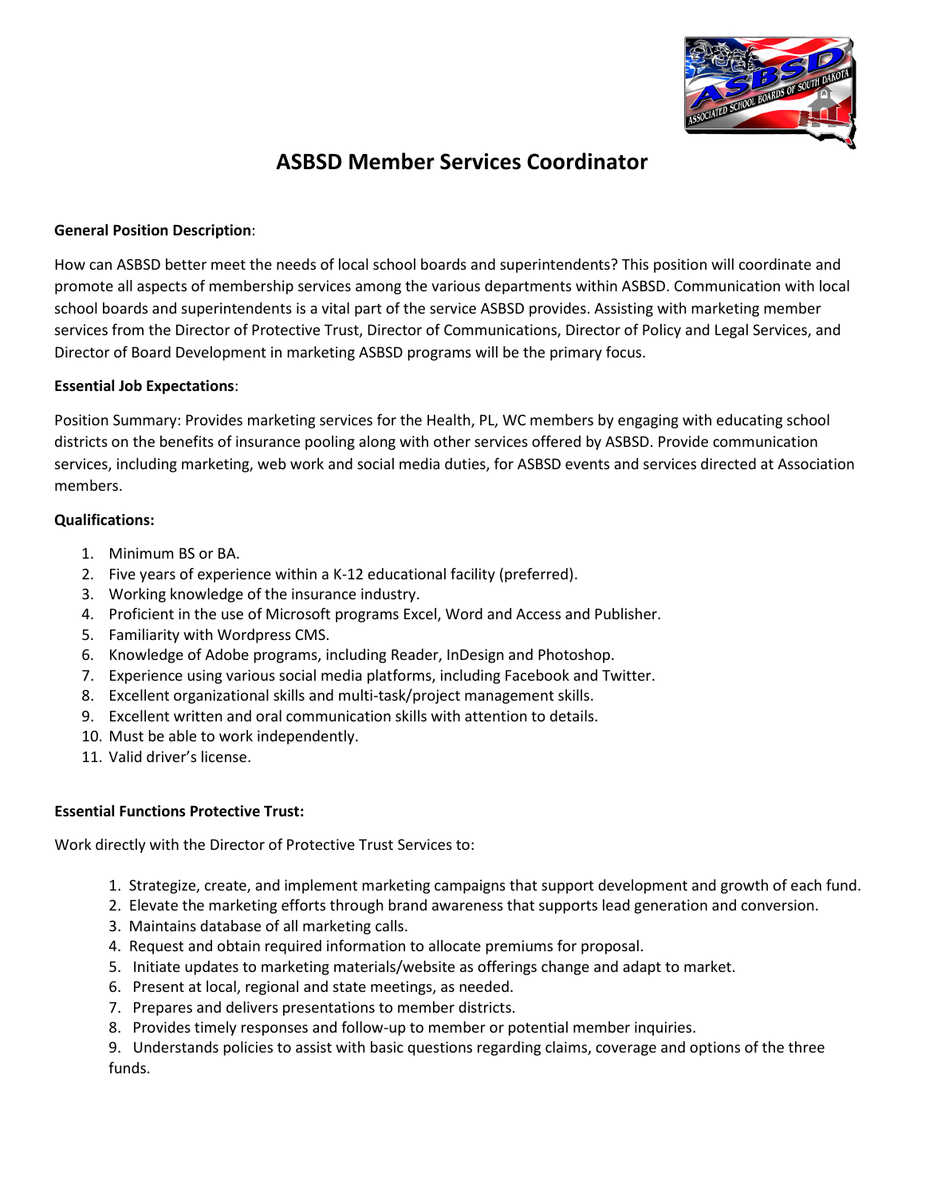# ASBSD Member Services Coordinator

**General Position Description**:

How can ASBSD better meet the needs of local school boards and superintendents? This position will coordinate and promote all aspects of membership services among the various departments within ASBSD. Communication with local school boards and superintendents is a vital part of the service ASBSD provides. Assisting with marketing member services from the Director of Protective Trust, Director of Communications, Director of Policy and Legal Services, and Director of Board Development in marketing ASBSD programs will be the primary focus.

**Essential Job Expectations**:

Position Summary: Provides marketing services for the Health, PL, WC members by engaging with educating school districts on the benefits of insurance pooling along with other services offered by ASBSD. Provide communication services, including marketing, web work and social media duties, for ASBSD events and services directed at Association members.

**Qualifications:**

1. Minimum BS or BA.
2. Five years of experience within a K-12 educational facility (preferred).
3. Working knowledge of the insurance industry.
4. Proficient in the use of Microsoft programs Excel, Word and Access and Publisher.
5. Familiarity with Wordpress CMS.
6. Knowledge of Adobe programs, including Reader, InDesign and Photoshop.
7. Experience using various social media platforms, including Facebook and Twitter.
8. Excellent organizational skills and multi-task/project management skills.
9. Excellent written and oral communication skills with attention to details.
10. Must be able to work independently.
11. Valid driver's license.

**Essential Functions Protective Trust:**

Work directly with the Director of Protective Trust Services to:

1. Strategize, create, and implement marketing campaigns that support development and growth of each fund.
2. Elevate the marketing efforts through brand awareness that supports lead generation and conversion.
3. Maintains database of all marketing calls.
4. Request and obtain required information to allocate premiums for proposal.
5. Initiate updates to marketing materials/website as offerings change and adapt to market.
6. Present at local, regional and state meetings, as needed.
7. Prepares and delivers presentations to member districts.
8. Provides timely responses and follow-up to member or potential member inquiries.
9. Understands policies to assist with basic questions regarding claims, coverage and options of the three funds.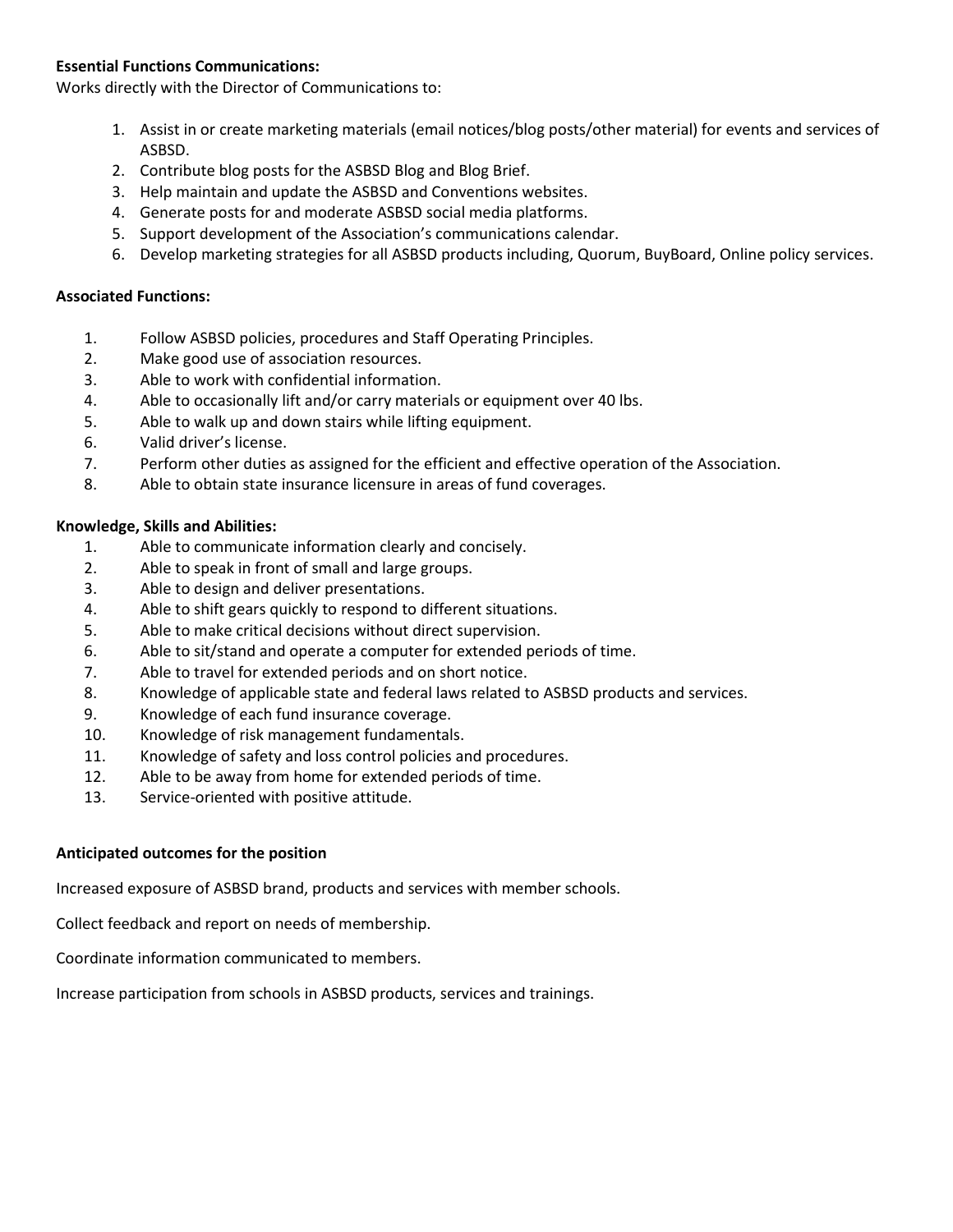**Essential Functions Communications:**

Works directly with the Director of Communications to:

1. Assist in or create marketing materials (email notices/blog posts/other material) for events and services of ASBSD.
2. Contribute blog posts for the ASBSD Blog and Blog Brief.
3. Help maintain and update the ASBSD and Conventions websites.
4. Generate posts for and moderate ASBSD social media platforms.
5. Support development of the Association's communications calendar.
6. Develop marketing strategies for all ASBSD products including, Quorum, BuyBoard, Online policy services.

**Associated Functions:**

1. Follow ASBSD policies, procedures and Staff Operating Principles.
2. Make good use of association resources.
3. Able to work with confidential information.
4. Able to occasionally lift and/or carry materials or equipment over 40 lbs.
5. Able to walk up and down stairs while lifting equipment.
6. Valid driver's license.
7. Perform other duties as assigned for the efficient and effective operation of the Association.
8. Able to obtain state insurance licensure in areas of fund coverages.

**Knowledge, Skills and Abilities:**

1. Able to communicate information clearly and concisely.
2. Able to speak in front of small and large groups.
3. Able to design and deliver presentations.
4. Able to shift gears quickly to respond to different situations.
5. Able to make critical decisions without direct supervision.
6. Able to sit/stand and operate a computer for extended periods of time.
7. Able to travel for extended periods and on short notice.
8. Knowledge of applicable state and federal laws related to ASBSD products and services.
9. Knowledge of each fund insurance coverage.
10. Knowledge of risk management fundamentals.
11. Knowledge of safety and loss control policies and procedures.
12. Able to be away from home for extended periods of time.
13. Service-oriented with positive attitude.

**Anticipated outcomes for the position**

Increased exposure of ASBSD brand, products and services with member schools.

Collect feedback and report on needs of membership.

Coordinate information communicated to members.

Increase participation from schools in ASBSD products, services and trainings.